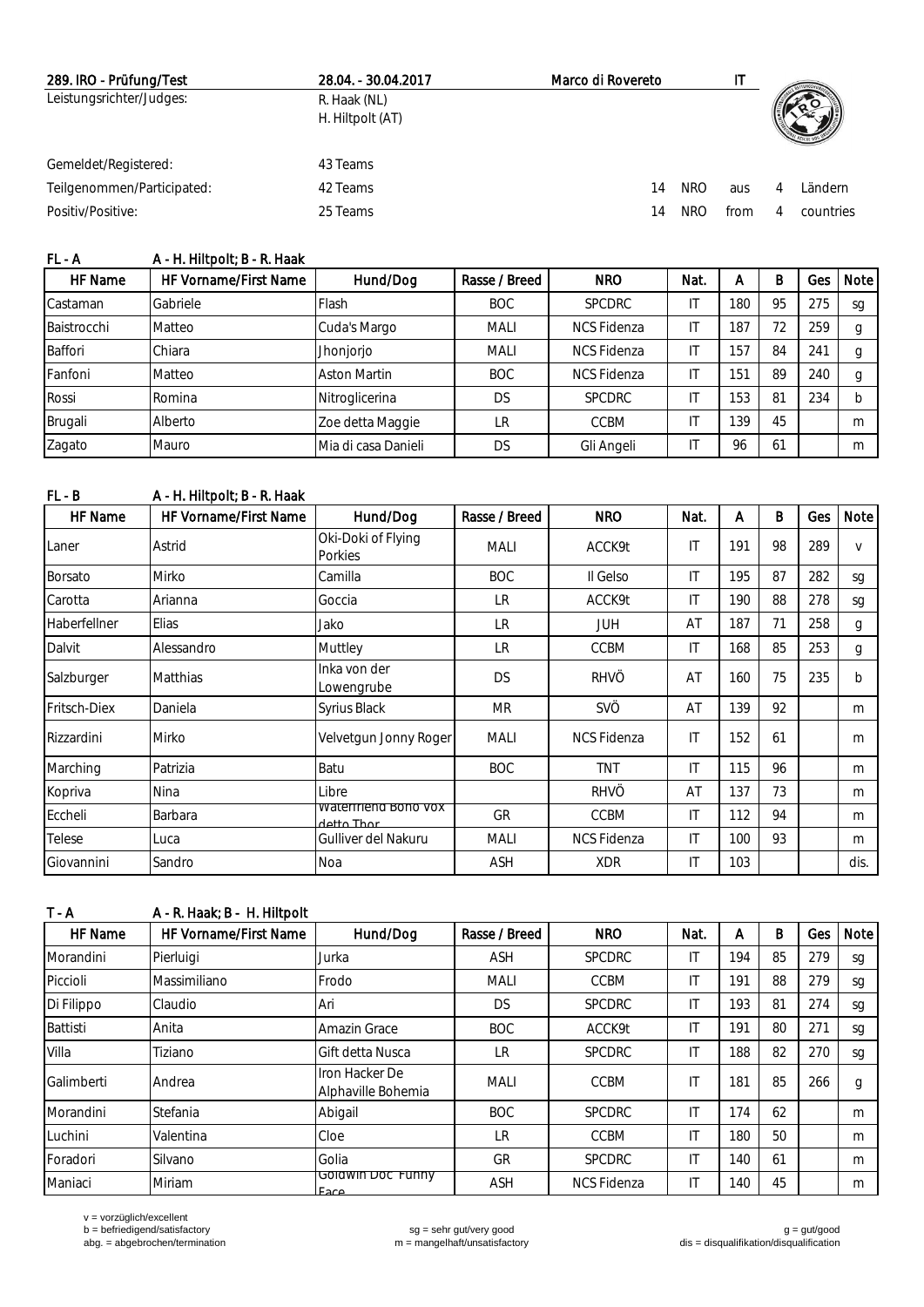| 289. IRO - Prüfung/Test | 28.04. - 30.04.2017 | Marco di Rovereto | IT |
|---|---|---|---|

Leistungsrichter/Judges: R. Haak (NL)
H. Hiltpolt (AT)

| | | | | | | |
|---|---|---|---|---|---|---|
| Gemeldet/Registered: | 43 Teams | | | | | |
| Teilgenommen/Participated: | 42 Teams | 14 | NRO | aus | 4 | Ländern |
| Positiv/Positive: | 25 Teams | 14 | NRO | from | 4 | countries |

**FL - A** A - H. Hiltpolt; B - R. Haak

| HF Name | HF Vorname/First Name | Hund/Dog | Rasse / Breed | NRO | Nat. | A | B | Ges | Note |
|---|---|---|---|---|---|---|---|---|---|
| Castaman | Gabriele | Flash | BOC | SPCDRC | IT | 180 | 95 | 275 | sg |
| Baistrocchi | Matteo | Cuda's Margo | MALI | NCS Fidenza | IT | 187 | 72 | 259 | g |
| Baffori | Chiara | Jhonjorjo | MALI | NCS Fidenza | IT | 157 | 84 | 241 | g |
| Fanfoni | Matteo | Aston Martin | BOC | NCS Fidenza | IT | 151 | 89 | 240 | g |
| Rossi | Romina | Nitroglicerina | DS | SPCDRC | IT | 153 | 81 | 234 | b |
| Brugali | Alberto | Zoe detta Maggie | LR | CCBM | IT | 139 | 45 | | m |
| Zagato | Mauro | Mia di casa Danieli | DS | Gli Angeli | IT | 96 | 61 | | m |

**FL - B** A - H. Hiltpolt; B - R. Haak

| HF Name | HF Vorname/First Name | Hund/Dog | Rasse / Breed | NRO | Nat. | A | B | Ges | Note |
|---|---|---|---|---|---|---|---|---|---|
| Laner | Astrid | Oki-Doki of Flying Porkies | MALI | ACCK9t | IT | 191 | 98 | 289 | v |
| Borsato | Mirko | Camilla | BOC | Il Gelso | IT | 195 | 87 | 282 | sg |
| Carotta | Arianna | Goccia | LR | ACCK9t | IT | 190 | 88 | 278 | sg |
| Haberfellner | Elias | Jako | LR | JUH | AT | 187 | 71 | 258 | g |
| Dalvit | Alessandro | Muttley | LR | CCBM | IT | 168 | 85 | 253 | g |
| Salzburger | Matthias | Inka von der Lowengrube | DS | RHVÖ | AT | 160 | 75 | 235 | b |
| Fritsch-Diex | Daniela | Syrius Black | MR | SVÖ | AT | 139 | 92 | | m |
| Rizzardini | Mirko | Velvetgun Jonny Roger | MALI | NCS Fidenza | IT | 152 | 61 | | m |
| Marching | Patrizia | Batu | BOC | TNT | IT | 115 | 96 | | m |
| Kopriva | Nina | Libre | | RHVÖ | AT | 137 | 73 | | m |
| Eccheli | Barbara | Waterfriend Bono Vox detto Thor | GR | CCBM | IT | 112 | 94 | | m |
| Telese | Luca | Gulliver del Nakuru | MALI | NCS Fidenza | IT | 100 | 93 | | m |
| Giovannini | Sandro | Noa | ASH | XDR | IT | 103 | | | dis. |

**T - A** A - R. Haak; B - H. Hiltpolt

| HF Name | HF Vorname/First Name | Hund/Dog | Rasse / Breed | NRO | Nat. | A | B | Ges | Note |
|---|---|---|---|---|---|---|---|---|---|
| Morandini | Pierluigi | Jurka | ASH | SPCDRC | IT | 194 | 85 | 279 | sg |
| Piccioli | Massimiliano | Frodo | MALI | CCBM | IT | 191 | 88 | 279 | sg |
| Di Filippo | Claudio | Ari | DS | SPCDRC | IT | 193 | 81 | 274 | sg |
| Battisti | Anita | Amazin Grace | BOC | ACCK9t | IT | 191 | 80 | 271 | sg |
| Villa | Tiziano | Gift detta Nusca | LR | SPCDRC | IT | 188 | 82 | 270 | sg |
| Galimberti | Andrea | Iron Hacker De Alphaville Bohemia | MALI | CCBM | IT | 181 | 85 | 266 | g |
| Morandini | Stefania | Abigail | BOC | SPCDRC | IT | 174 | 62 | | m |
| Luchini | Valentina | Cloe | LR | CCBM | IT | 180 | 50 | | m |
| Foradori | Silvano | Golia | GR | SPCDRC | IT | 140 | 61 | | m |
| Maniaci | Miriam | Goldwin Doc Funny Face | ASH | NCS Fidenza | IT | 140 | 45 | | m |

v = vorzüglich/excellent
b = befriedigend/satisfactory
abg. = abgebrochen/termination
sg = sehr gut/very good
m = mangelhaft/unsatisfactory
g = gut/good
dis = disqualifikation/disqualification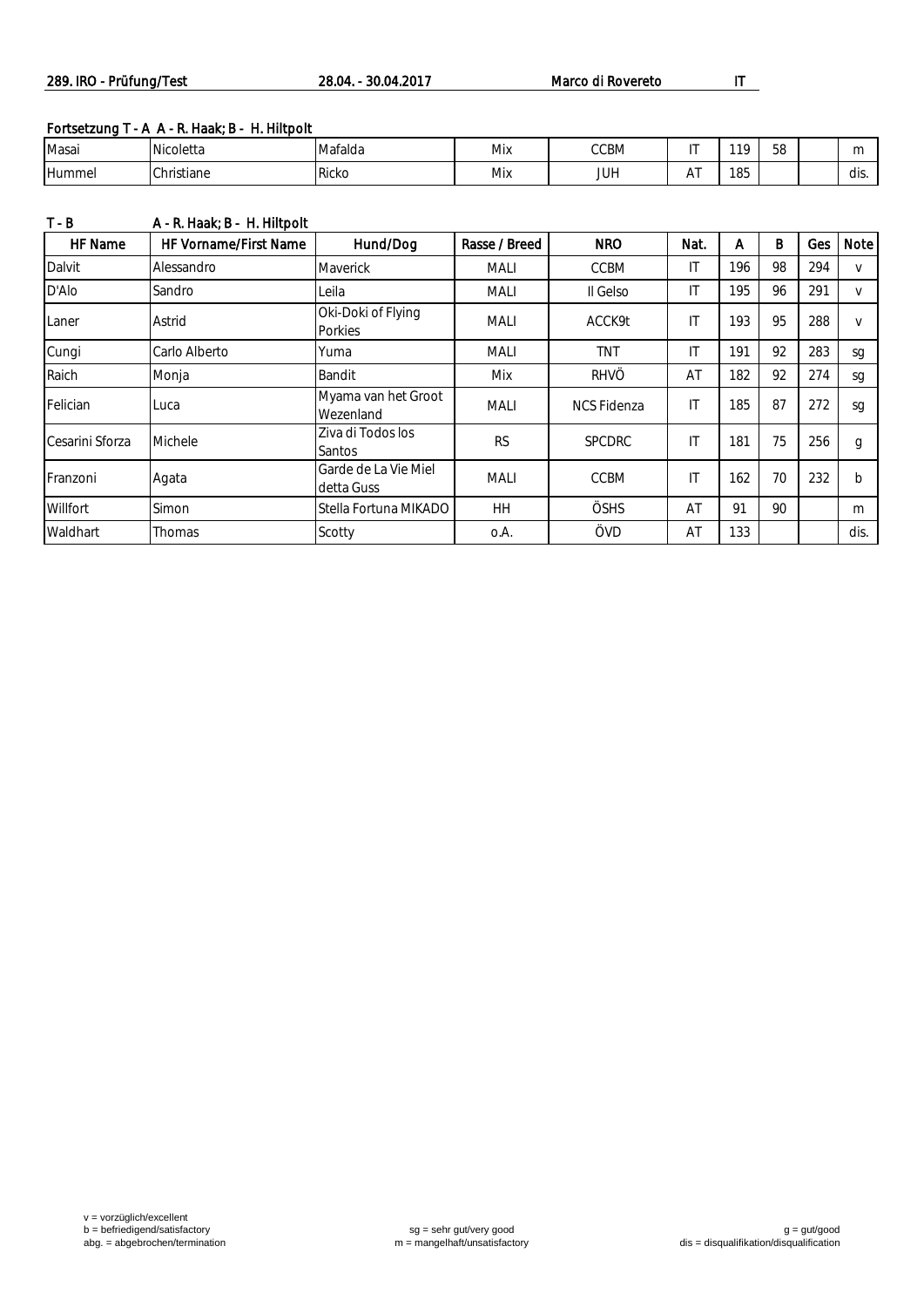289. IRO - Prüfung/Test 28.04. - 30.04.2017 Marco di Rovereto IT

Fortsetzung T - A A - R. Haak; B - H. Hiltpolt

| | | | | | | | | | |
|---|---|---|---|---|---|---|---|---|---|
| Masai | Nicoletta | Mafalda | Mix | CCBM | IT | 119 | 58 | | m |
| Hummel | Christiane | Ricko | Mix | JUH | AT | 185 | | | dis. |

T - B A - R. Haak; B - H. Hiltpolt

| HF Name | HF Vorname/First Name | Hund/Dog | Rasse / Breed | NRO | Nat. | A | B | Ges | Note |
|---|---|---|---|---|---|---|---|---|---|
| Dalvit | Alessandro | Maverick | MALI | CCBM | IT | 196 | 98 | 294 | v |
| D'Alo | Sandro | Leila | MALI | Il Gelso | IT | 195 | 96 | 291 | v |
| Laner | Astrid | Oki-Doki of Flying Porkies | MALI | ACCK9t | IT | 193 | 95 | 288 | v |
| Cungi | Carlo Alberto | Yuma | MALI | TNT | IT | 191 | 92 | 283 | sg |
| Raich | Monja | Bandit | Mix | RHVÖ | AT | 182 | 92 | 274 | sg |
| Felician | Luca | Myama van het Groot Wezenland | MALI | NCS Fidenza | IT | 185 | 87 | 272 | sg |
| Cesarini Sforza | Michele | Ziva di Todos los Santos | RS | SPCDRC | IT | 181 | 75 | 256 | g |
| Franzoni | Agata | Garde de La Vie Miel detta Guss | MALI | CCBM | IT | 162 | 70 | 232 | b |
| Willfort | Simon | Stella Fortuna MIKADO | HH | ÖSHS | AT | 91 | 90 | | m |
| Waldhart | Thomas | Scotty | o.A. | ÖVD | AT | 133 | | | dis. |

v = vorzüglich/excellent
b = befriedigend/satisfactory
abg. = abgebrochen/termination
sg = sehr gut/very good
m = mangelhaft/unsatisfactory
g = gut/good
dis = disqualifikation/disqualification